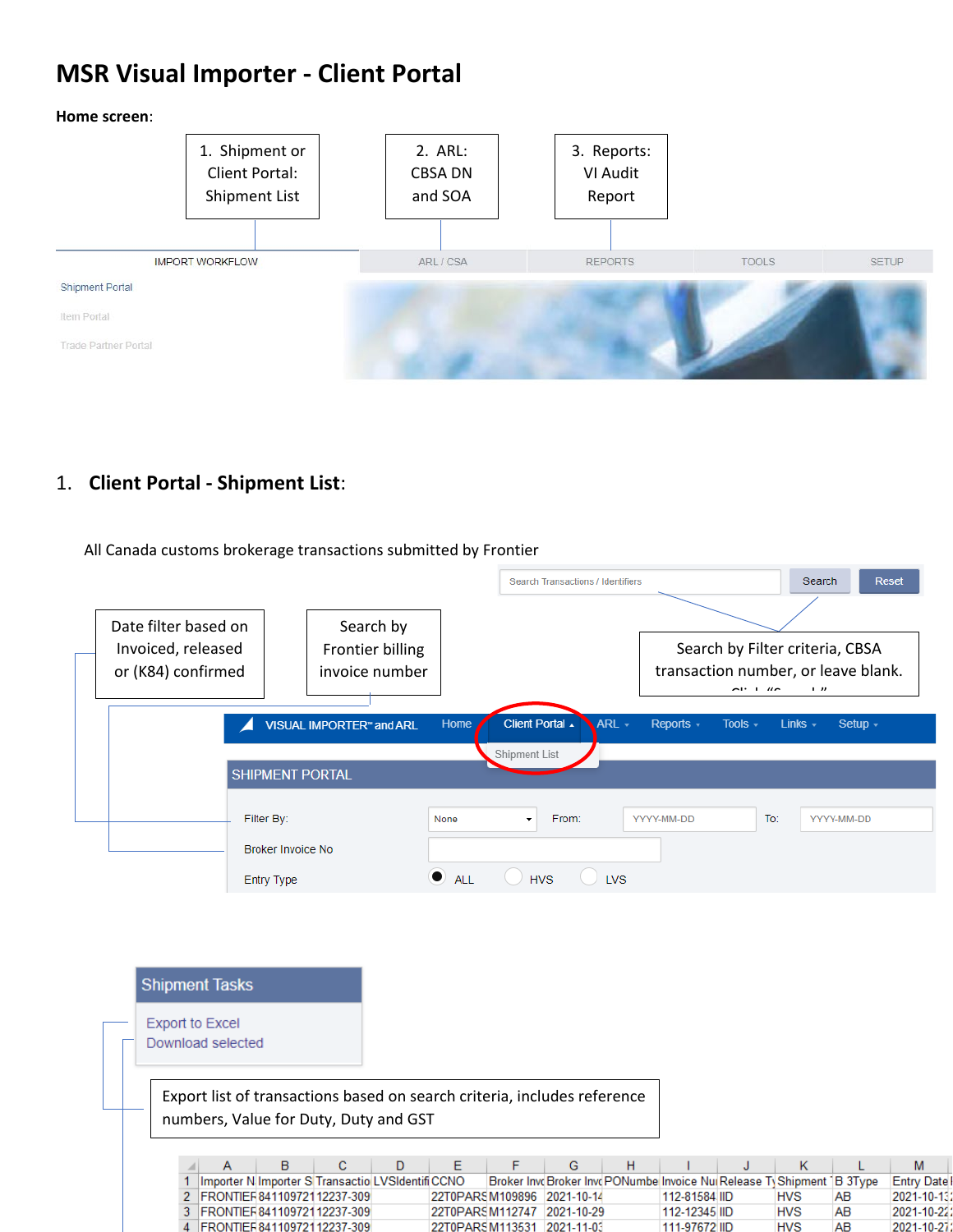# MSR Visual Importer - Client Portal

**Home screen**:

1. Shipment or Client Portal: Shipment List
2. ARL: CBSA DN and SOA
3. Reports: VI Audit Report

IMPORT WORKFLOW | ARL / CSA | REPORTS | TOOLS | SETUP

Shipment Portal

Item Portal

Trade Partner Portal

## 1. Client Portal - Shipment List:

All Canada customs brokerage transactions submitted by Frontier

Search Transactions / Identifiers | Search | Reset

Search by Filter criteria, CBSA transaction number, or leave blank. Click "Search"

Date filter based on Invoiced, released or (K84) confirmed

Search by Frontier billing invoice number

VISUAL IMPORTER™ and ARL | Home | Client Portal | ARL | Reports | Tools | Links | Setup

Shipment List

SHIPMENT PORTAL

Filter By: None | From: YYYY-MM-DD | To: YYYY-MM-DD

Broker Invoice No

Entry Type: ALL | HVS | LVS

**Shipment Tasks**

Export to Excel

Download selected

Export list of transactions based on search criteria, includes reference numbers, Value for Duty, Duty and GST

| | A | B | C | D | E | F | G | H | I | J | K | L | M |
|---|---|---|---|---|---|---|---|---|---|---|---|---|---|
| 1 | Importer N | Importer S | Transactio | LVSIdentifi | CCNO | Broker Invc | Broker Invc | PONumbe | Invoice Nu | Release Ty | Shipment | B 3Type | Entry Date |
| 2 | FRONTIEF | 841109721 | 12237-309 | | 22T0PARS | M109896 | 2021-10-14 | | 112-81584 | IID | HVS | AB | 2021-10-13 |
| 3 | FRONTIEF | 841109721 | 12237-309 | | 22T0PARS | M112747 | 2021-10-29 | | 112-12345 | IID | HVS | AB | 2021-10-22 |
| 4 | FRONTIEF | 841109721 | 12237-309 | | 22T0PARS | M113531 | 2021-11-03 | | 111-97672 | IID | HVS | AB | 2021-10-27 |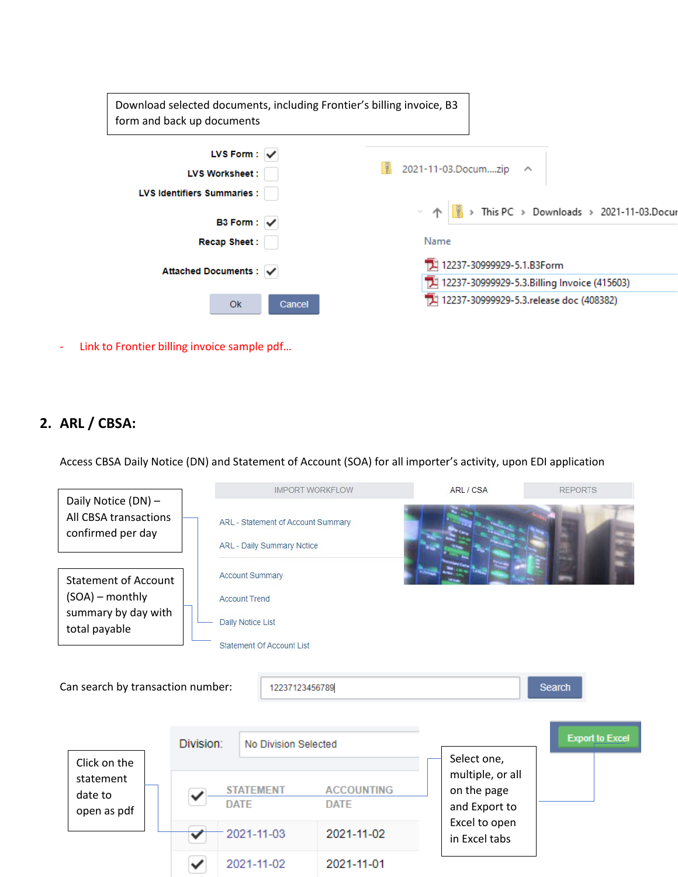Download selected documents, including Frontier's billing invoice, B3 form and back up documents

LVS Form : ☑
LVS Worksheet : ☐
LVS Identifiers Summaries : ☐

B3 Form : ☑
Recap Sheet : ☐

Attached Documents : ☑

Ok | Cancel

2021-11-03.Docum....zip

This PC > Downloads > 2021-11-03.Docu

Name

- 12237-30999929-5.1.B3Form
- 12237-30999929-5.3.Billing Invoice (415603)
- 12237-30999929-5.3.release doc (408382)

- Link to Frontier billing invoice sample pdf…

## 2. ARL / CBSA:

Access CBSA Daily Notice (DN) and Statement of Account (SOA) for all importer's activity, upon EDI application

IMPORT WORKFLOW | ARL / CSA | REPORTS

Daily Notice (DN) – All CBSA transactions confirmed per day

Statement of Account (SOA) – monthly summary by day with total payable

- ARL - Statement of Account Summary
- ARL - Daily Summary Notice
- Account Summary
- Account Trend
- Daily Notice List
- Statement Of Account List

Can search by transaction number: 12237123456789 Search

Click on the statement date to open as pdf

Division: No Division Selected

Export to Excel

Select one, multiple, or all on the page and Export to Excel to open in Excel tabs

| ☑ | STATEMENT DATE | ACCOUNTING DATE |
|---|---|---|
| ☑ | 2021-11-03 | 2021-11-02 |
| ☑ | 2021-11-02 | 2021-11-01 |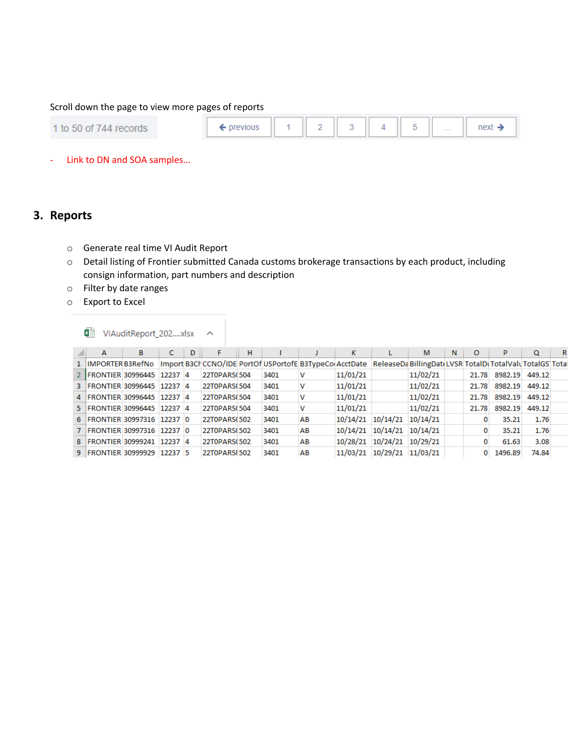Scroll down the page to view more pages of reports

1 to 50 of 744 records | ← previous | 1 | 2 | 3 | 4 | 5 | ... | next →

- Link to DN and SOA samples...

## 3. Reports

- Generate real time VI Audit Report
- Detail listing of Frontier submitted Canada customs brokerage transactions by each product, including consign information, part numbers and description
- Filter by date ranges
- Export to Excel

VIAuditReport_202....xlsx

| | A | B | C | D | F | H | I | J | K | L | M | N | O | P | Q | R |
|---|---|---|---|---|---|---|---|---|---|---|---|---|---|---|---|---|
| 1 | IMPORTER | B3RefNo | Import | B3Ch | CCNO/IDE | PortOf | USPortofE | B3TypeCo | AcctDate | ReleaseDa | BillingDate | LVSR | TotalD | TotalValu | TotalGS | Total |
| 2 | FRONTIER | 30996445 | 12237 | 4 | 22T0PARS( | 504 | 3401 | V | 11/01/21 | | 11/02/21 | | 21.78 | 8982.19 | 449.12 | |
| 3 | FRONTIER | 30996445 | 12237 | 4 | 22T0PARS( | 504 | 3401 | V | 11/01/21 | | 11/02/21 | | 21.78 | 8982.19 | 449.12 | |
| 4 | FRONTIER | 30996445 | 12237 | 4 | 22T0PARS( | 504 | 3401 | V | 11/01/21 | | 11/02/21 | | 21.78 | 8982.19 | 449.12 | |
| 5 | FRONTIER | 30996445 | 12237 | 4 | 22T0PARS( | 504 | 3401 | V | 11/01/21 | | 11/02/21 | | 21.78 | 8982.19 | 449.12 | |
| 6 | FRONTIER | 30997316 | 12237 | 0 | 22T0PARS( | 502 | 3401 | AB | 10/14/21 | 10/14/21 | 10/14/21 | | 0 | 35.21 | 1.76 | |
| 7 | FRONTIER | 30997316 | 12237 | 0 | 22T0PARS( | 502 | 3401 | AB | 10/14/21 | 10/14/21 | 10/14/21 | | 0 | 35.21 | 1.76 | |
| 8 | FRONTIER | 30999241 | 12237 | 4 | 22T0PARS( | 502 | 3401 | AB | 10/28/21 | 10/24/21 | 10/29/21 | | 0 | 61.63 | 3.08 | |
| 9 | FRONTIER | 30999929 | 12237 | 5 | 22T0PARS( | 502 | 3401 | AB | 11/03/21 | 10/29/21 | 11/03/21 | | 0 | 1496.89 | 74.84 | |